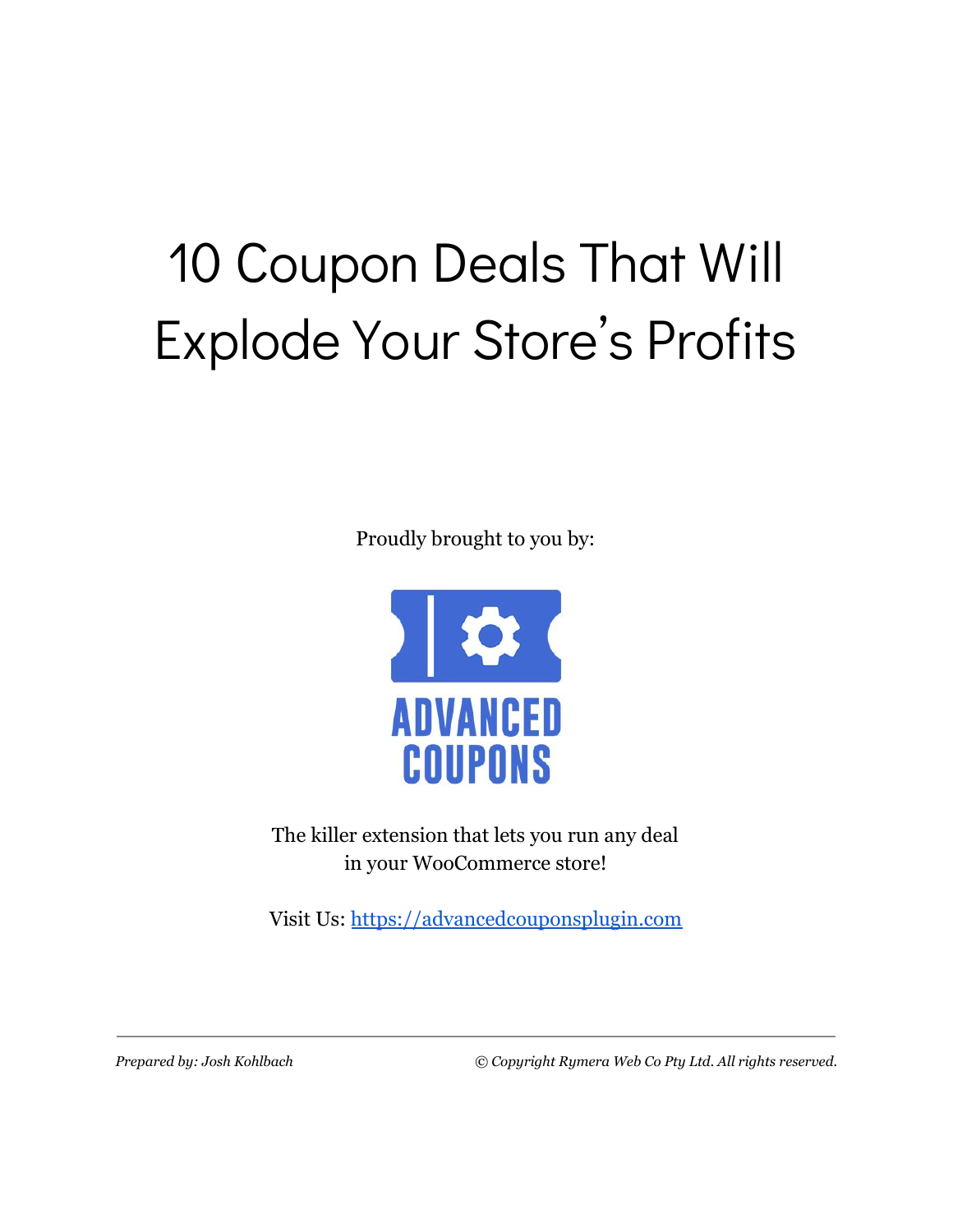# 10 Coupon Deals That Will Explode Your Store's Profits

Proudly brought to you by:

ADVANCED COUPONS

The killer extension that lets you run any deal in your WooCommerce store!

Visit Us: [https://advancedcouponsplugin.com](https://advancedcouponsplugin.com)

---

*Prepared by: Josh Kohlbach*

*© Copyright Rymera Web Co Pty Ltd. All rights reserved.*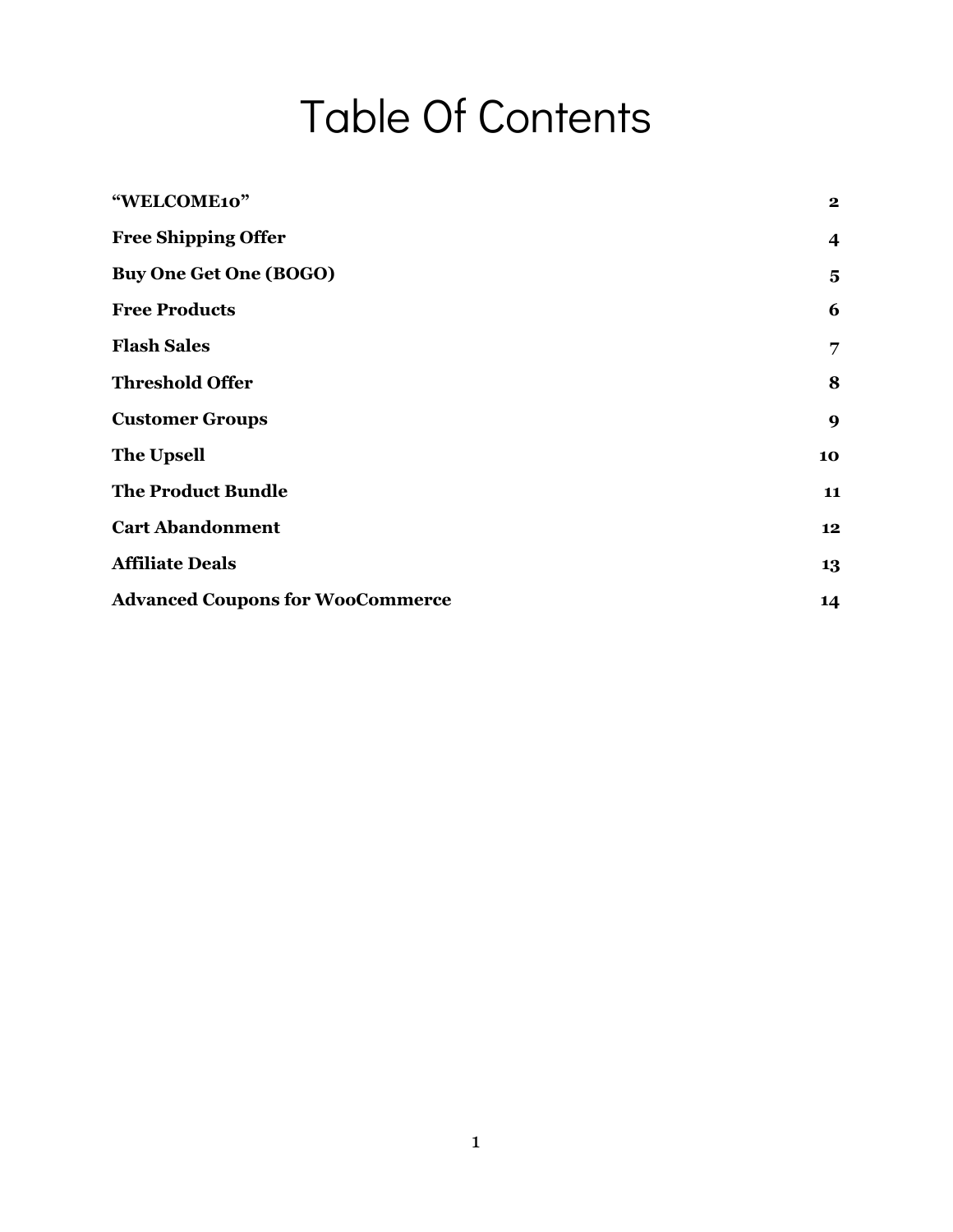# Table Of Contents

| | |
|---|---|
| **"WELCOME10"** | **2** |
| **Free Shipping Offer** | **4** |
| **Buy One Get One (BOGO)** | **5** |
| **Free Products** | **6** |
| **Flash Sales** | **7** |
| **Threshold Offer** | **8** |
| **Customer Groups** | **9** |
| **The Upsell** | **10** |
| **The Product Bundle** | **11** |
| **Cart Abandonment** | **12** |
| **Affiliate Deals** | **13** |
| **Advanced Coupons for WooCommerce** | **14** |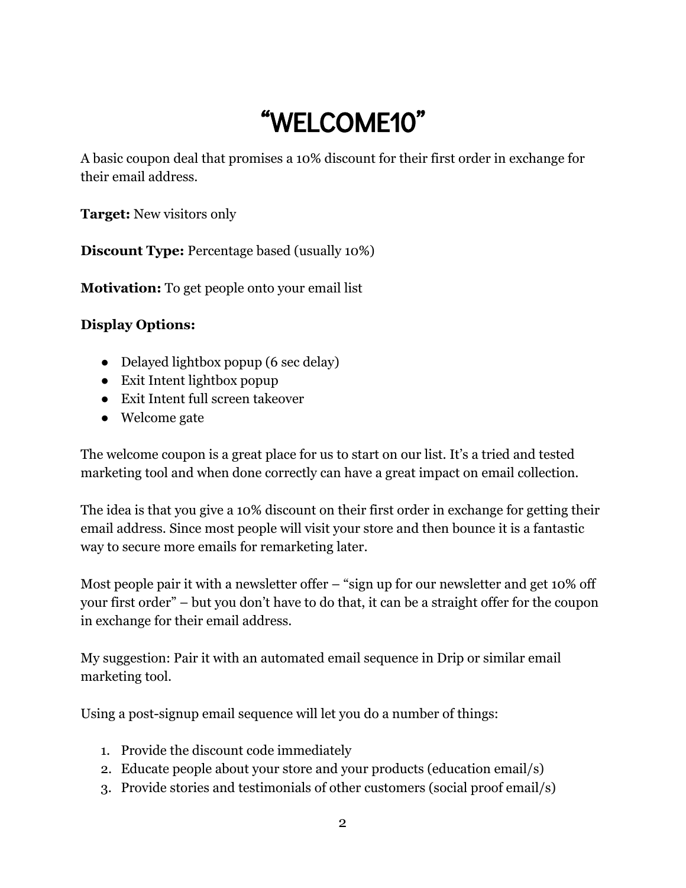# “WELCOME10”

A basic coupon deal that promises a 10% discount for their first order in exchange for their email address.

**Target:** New visitors only

**Discount Type:** Percentage based (usually 10%)

**Motivation:** To get people onto your email list

**Display Options:**

- Delayed lightbox popup (6 sec delay)
- Exit Intent lightbox popup
- Exit Intent full screen takeover
- Welcome gate

The welcome coupon is a great place for us to start on our list. It’s a tried and tested marketing tool and when done correctly can have a great impact on email collection.

The idea is that you give a 10% discount on their first order in exchange for getting their email address. Since most people will visit your store and then bounce it is a fantastic way to secure more emails for remarketing later.

Most people pair it with a newsletter offer – “sign up for our newsletter and get 10% off your first order” – but you don’t have to do that, it can be a straight offer for the coupon in exchange for their email address.

My suggestion: Pair it with an automated email sequence in Drip or similar email marketing tool.

Using a post-signup email sequence will let you do a number of things:

1. Provide the discount code immediately
2. Educate people about your store and your products (education email/s)
3. Provide stories and testimonials of other customers (social proof email/s)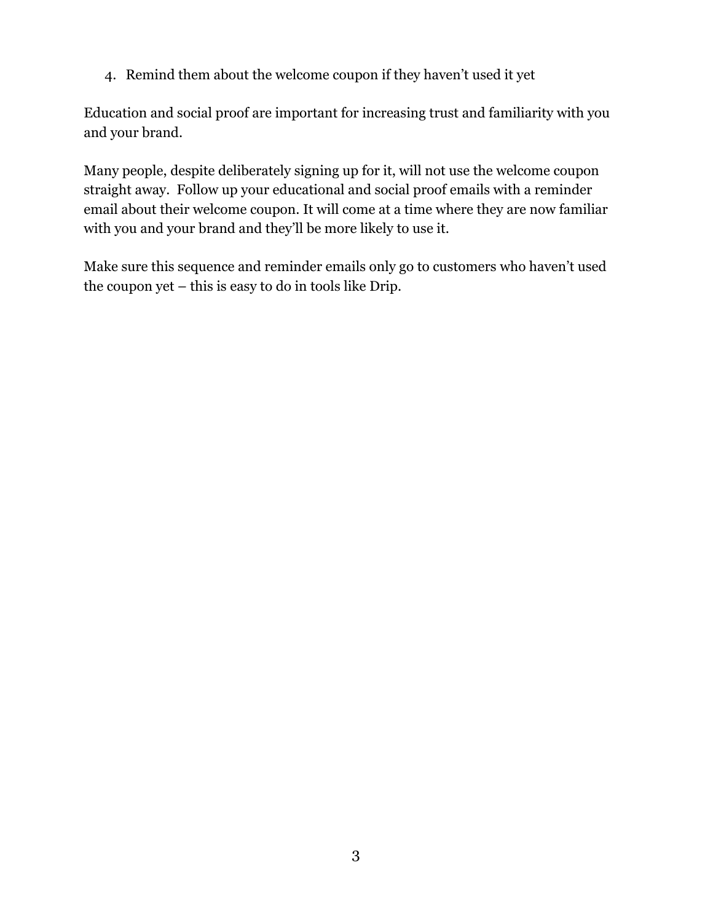4. Remind them about the welcome coupon if they haven't used it yet

Education and social proof are important for increasing trust and familiarity with you and your brand.

Many people, despite deliberately signing up for it, will not use the welcome coupon straight away. Follow up your educational and social proof emails with a reminder email about their welcome coupon. It will come at a time where they are now familiar with you and your brand and they'll be more likely to use it.

Make sure this sequence and reminder emails only go to customers who haven't used the coupon yet – this is easy to do in tools like Drip.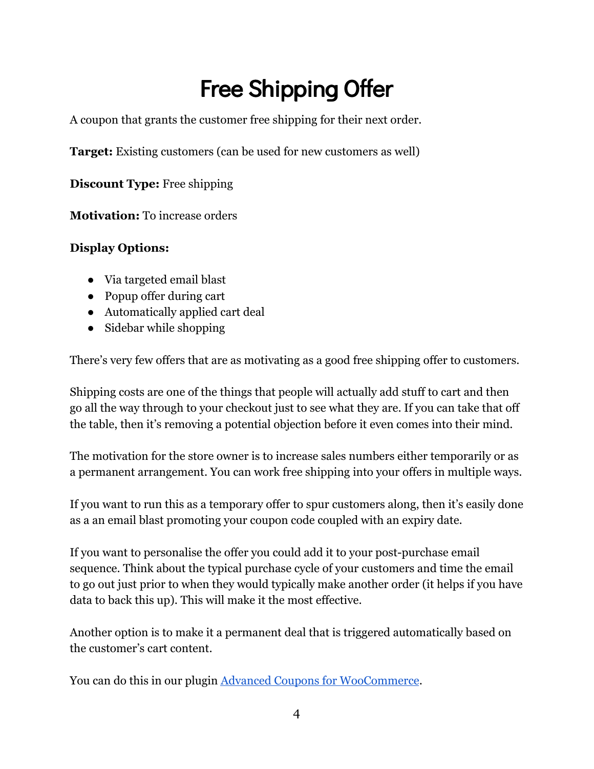# Free Shipping Offer

A coupon that grants the customer free shipping for their next order.

**Target:** Existing customers (can be used for new customers as well)

**Discount Type:** Free shipping

**Motivation:** To increase orders

**Display Options:**

- Via targeted email blast
- Popup offer during cart
- Automatically applied cart deal
- Sidebar while shopping

There's very few offers that are as motivating as a good free shipping offer to customers.

Shipping costs are one of the things that people will actually add stuff to cart and then go all the way through to your checkout just to see what they are. If you can take that off the table, then it's removing a potential objection before it even comes into their mind.

The motivation for the store owner is to increase sales numbers either temporarily or as a permanent arrangement. You can work free shipping into your offers in multiple ways.

If you want to run this as a temporary offer to spur customers along, then it's easily done as a an email blast promoting your coupon code coupled with an expiry date.

If you want to personalise the offer you could add it to your post-purchase email sequence. Think about the typical purchase cycle of your customers and time the email to go out just prior to when they would typically make another order (it helps if you have data to back this up). This will make it the most effective.

Another option is to make it a permanent deal that is triggered automatically based on the customer's cart content.

You can do this in our plugin [Advanced Coupons for WooCommerce](Advanced Coupons for WooCommerce).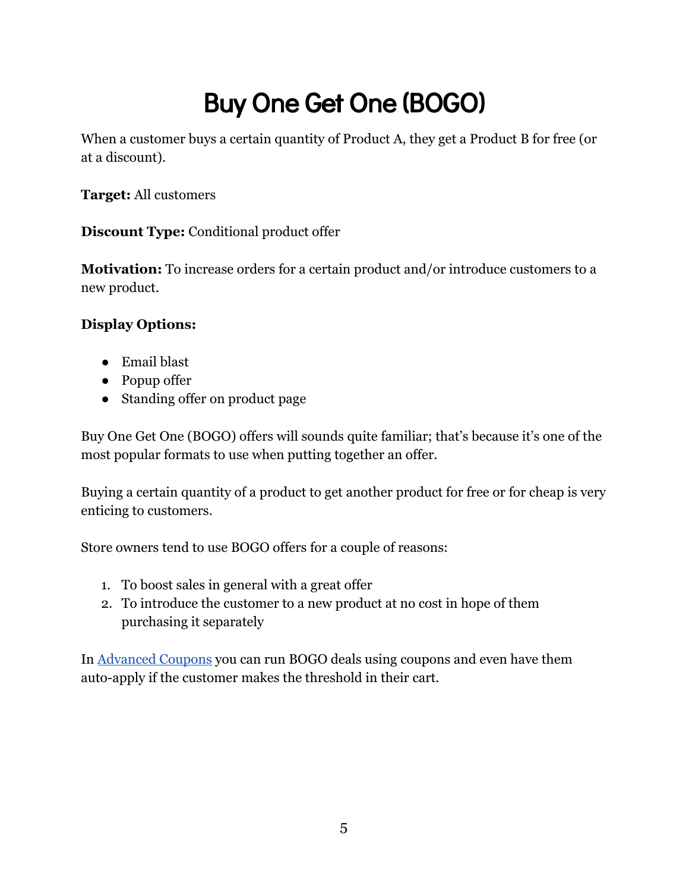# Buy One Get One (BOGO)

When a customer buys a certain quantity of Product A, they get a Product B for free (or at a discount).

**Target:** All customers

**Discount Type:** Conditional product offer

**Motivation:** To increase orders for a certain product and/or introduce customers to a new product.

**Display Options:**

- Email blast
- Popup offer
- Standing offer on product page

Buy One Get One (BOGO) offers will sounds quite familiar; that's because it's one of the most popular formats to use when putting together an offer.

Buying a certain quantity of a product to get another product for free or for cheap is very enticing to customers.

Store owners tend to use BOGO offers for a couple of reasons:

1. To boost sales in general with a great offer
2. To introduce the customer to a new product at no cost in hope of them purchasing it separately

In Advanced Coupons you can run BOGO deals using coupons and even have them auto-apply if the customer makes the threshold in their cart.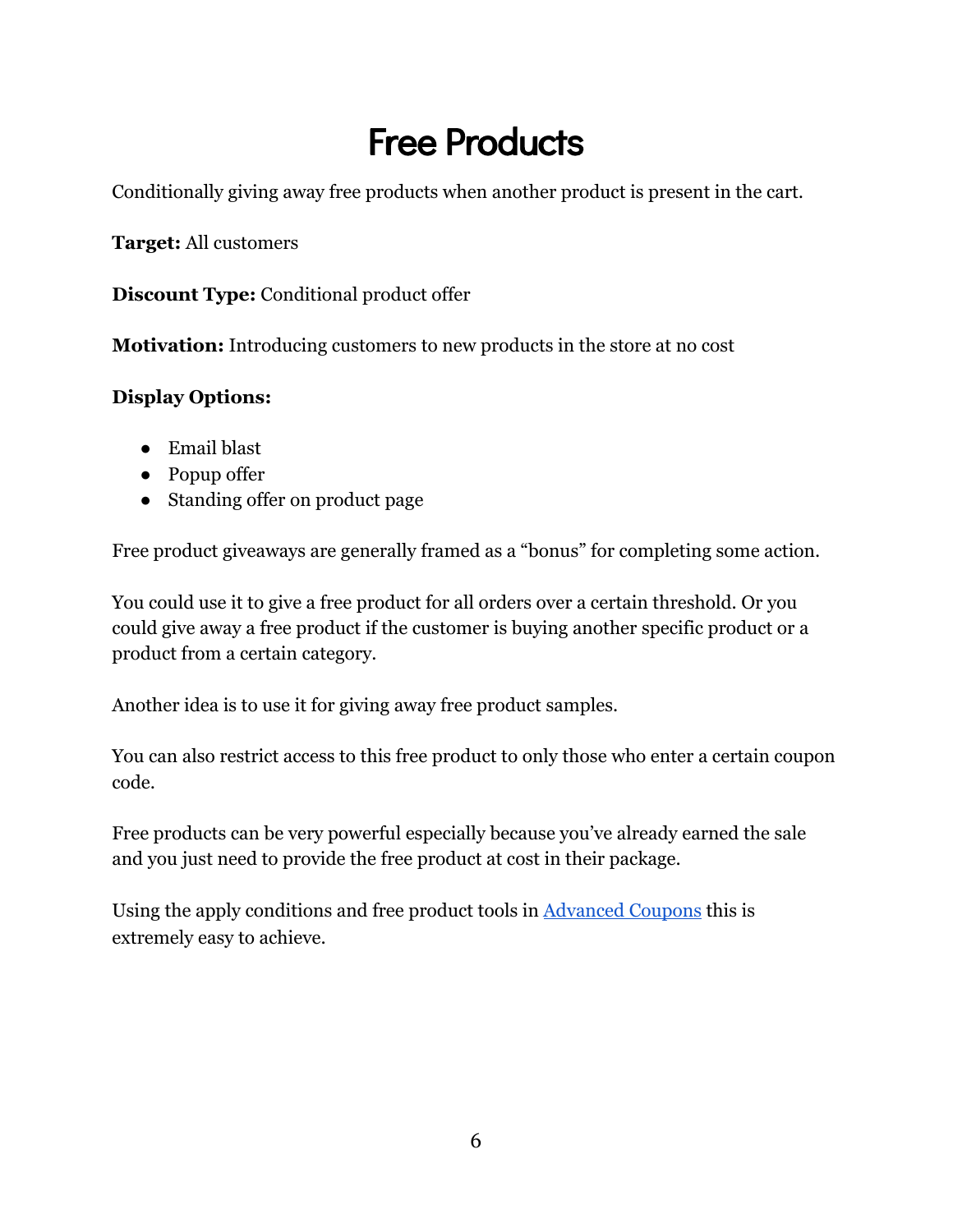# Free Products

Conditionally giving away free products when another product is present in the cart.

**Target:** All customers

**Discount Type:** Conditional product offer

**Motivation:** Introducing customers to new products in the store at no cost

**Display Options:**

- Email blast
- Popup offer
- Standing offer on product page

Free product giveaways are generally framed as a "bonus" for completing some action.

You could use it to give a free product for all orders over a certain threshold. Or you could give away a free product if the customer is buying another specific product or a product from a certain category.

Another idea is to use it for giving away free product samples.

You can also restrict access to this free product to only those who enter a certain coupon code.

Free products can be very powerful especially because you've already earned the sale and you just need to provide the free product at cost in their package.

Using the apply conditions and free product tools in [Advanced Coupons] this is extremely easy to achieve.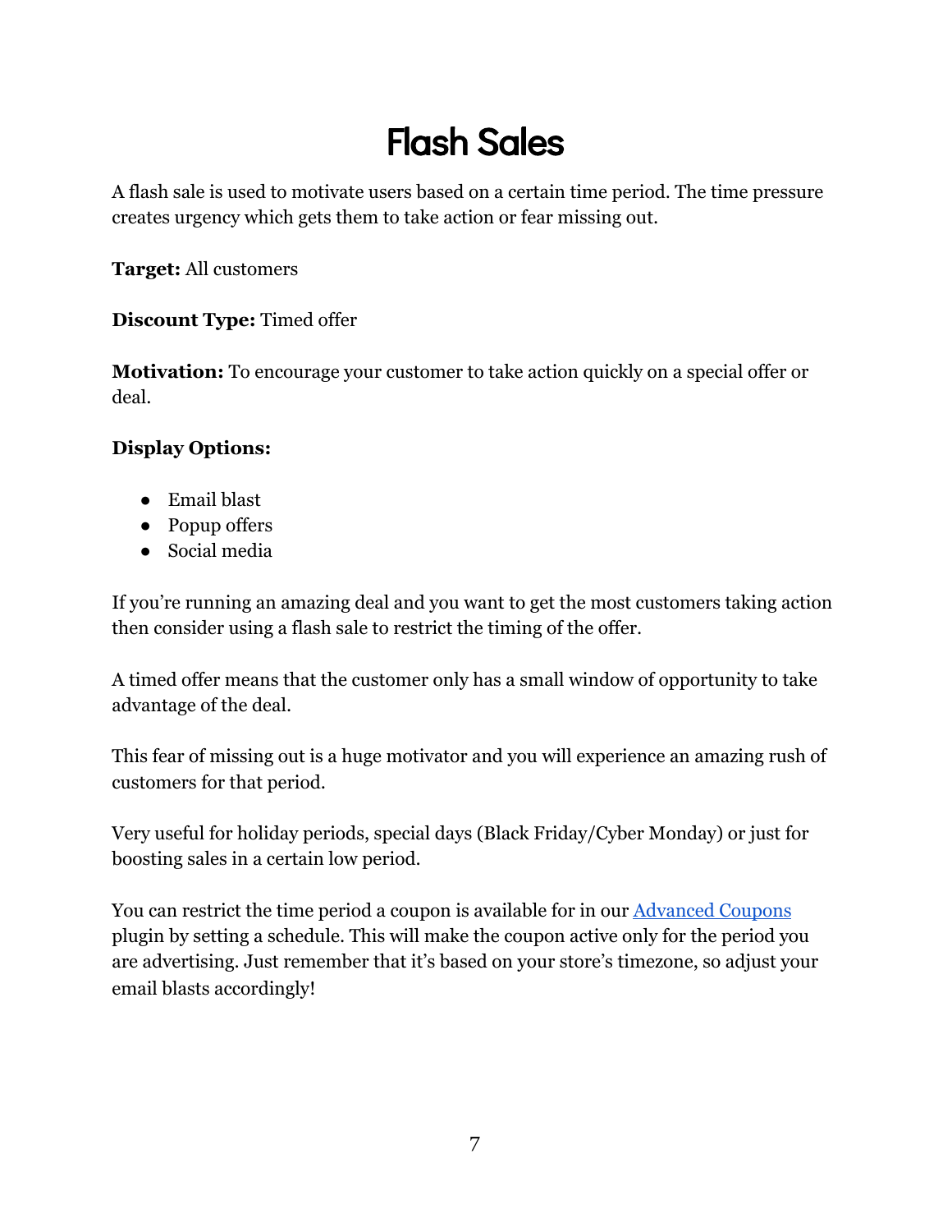# Flash Sales

A flash sale is used to motivate users based on a certain time period. The time pressure creates urgency which gets them to take action or fear missing out.

**Target:** All customers

**Discount Type:** Timed offer

**Motivation:** To encourage your customer to take action quickly on a special offer or deal.

**Display Options:**

- Email blast
- Popup offers
- Social media

If you're running an amazing deal and you want to get the most customers taking action then consider using a flash sale to restrict the timing of the offer.

A timed offer means that the customer only has a small window of opportunity to take advantage of the deal.

This fear of missing out is a huge motivator and you will experience an amazing rush of customers for that period.

Very useful for holiday periods, special days (Black Friday/Cyber Monday) or just for boosting sales in a certain low period.

You can restrict the time period a coupon is available for in our Advanced Coupons plugin by setting a schedule. This will make the coupon active only for the period you are advertising. Just remember that it's based on your store's timezone, so adjust your email blasts accordingly!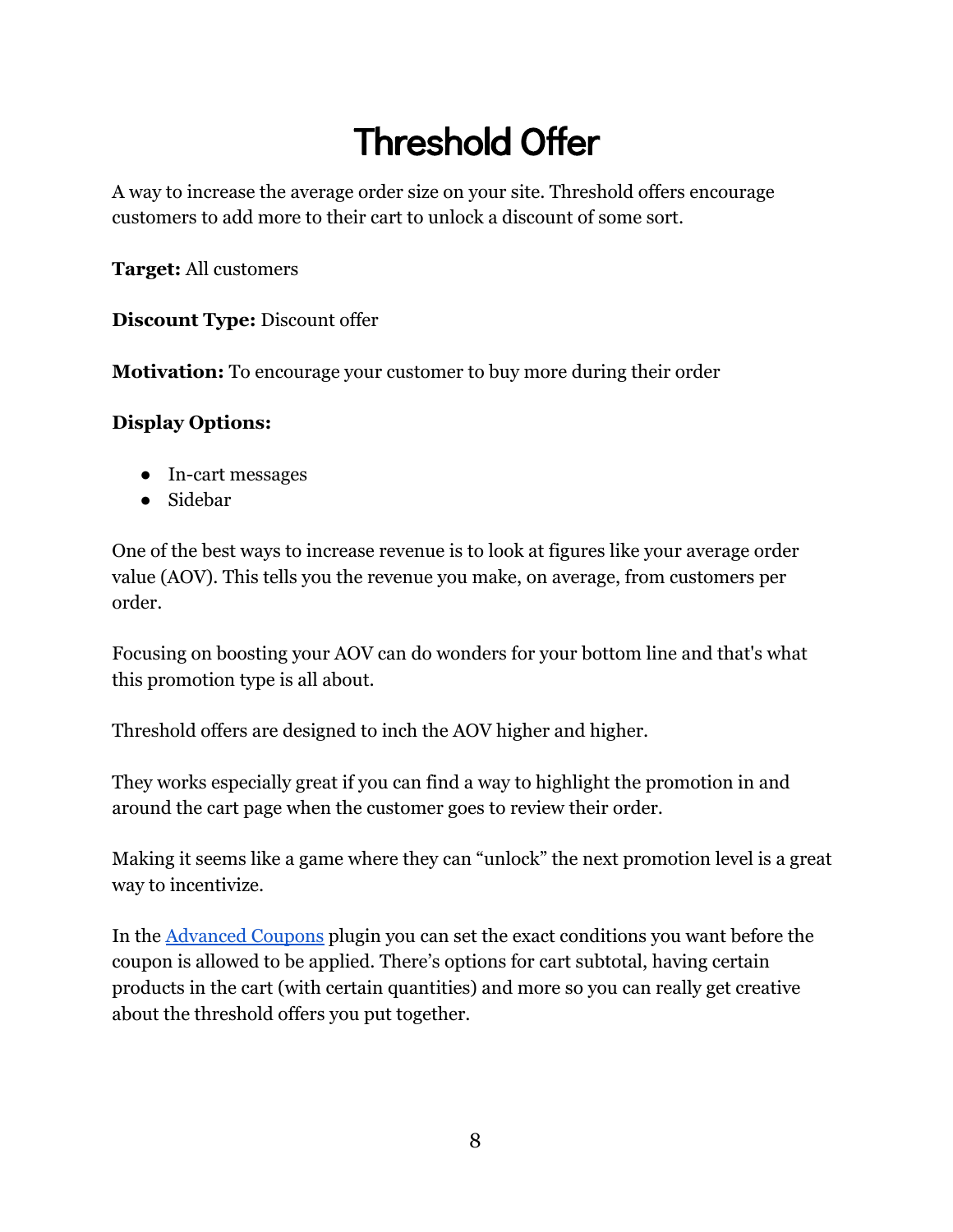# Threshold Offer

A way to increase the average order size on your site. Threshold offers encourage customers to add more to their cart to unlock a discount of some sort.

**Target:** All customers

**Discount Type:** Discount offer

**Motivation:** To encourage your customer to buy more during their order

**Display Options:**

- In-cart messages
- Sidebar

One of the best ways to increase revenue is to look at figures like your average order value (AOV). This tells you the revenue you make, on average, from customers per order.

Focusing on boosting your AOV can do wonders for your bottom line and that's what this promotion type is all about.

Threshold offers are designed to inch the AOV higher and higher.

They works especially great if you can find a way to highlight the promotion in and around the cart page when the customer goes to review their order.

Making it seems like a game where they can "unlock" the next promotion level is a great way to incentivize.

In the [Advanced Coupons](#) plugin you can set the exact conditions you want before the coupon is allowed to be applied. There's options for cart subtotal, having certain products in the cart (with certain quantities) and more so you can really get creative about the threshold offers you put together.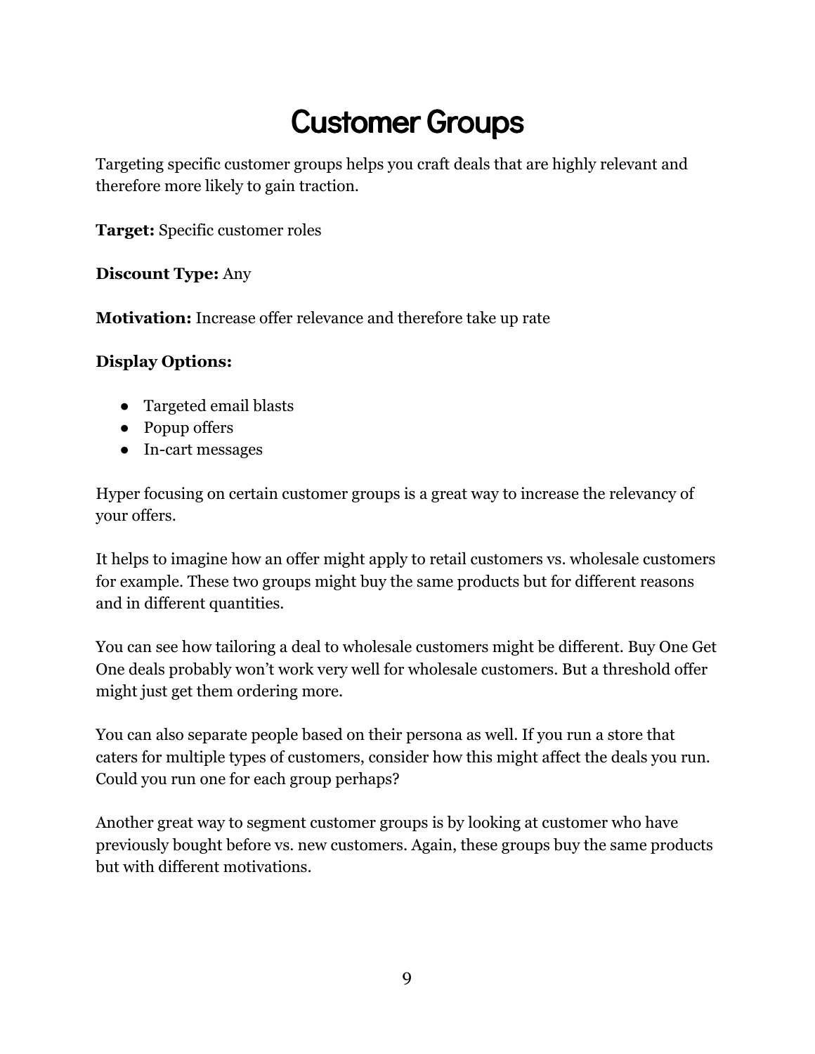# Customer Groups

Targeting specific customer groups helps you craft deals that are highly relevant and therefore more likely to gain traction.

**Target:** Specific customer roles

**Discount Type:** Any

**Motivation:** Increase offer relevance and therefore take up rate

**Display Options:**

- Targeted email blasts
- Popup offers
- In-cart messages

Hyper focusing on certain customer groups is a great way to increase the relevancy of your offers.

It helps to imagine how an offer might apply to retail customers vs. wholesale customers for example. These two groups might buy the same products but for different reasons and in different quantities.

You can see how tailoring a deal to wholesale customers might be different. Buy One Get One deals probably won't work very well for wholesale customers. But a threshold offer might just get them ordering more.

You can also separate people based on their persona as well. If you run a store that caters for multiple types of customers, consider how this might affect the deals you run. Could you run one for each group perhaps?

Another great way to segment customer groups is by looking at customer who have previously bought before vs. new customers. Again, these groups buy the same products but with different motivations.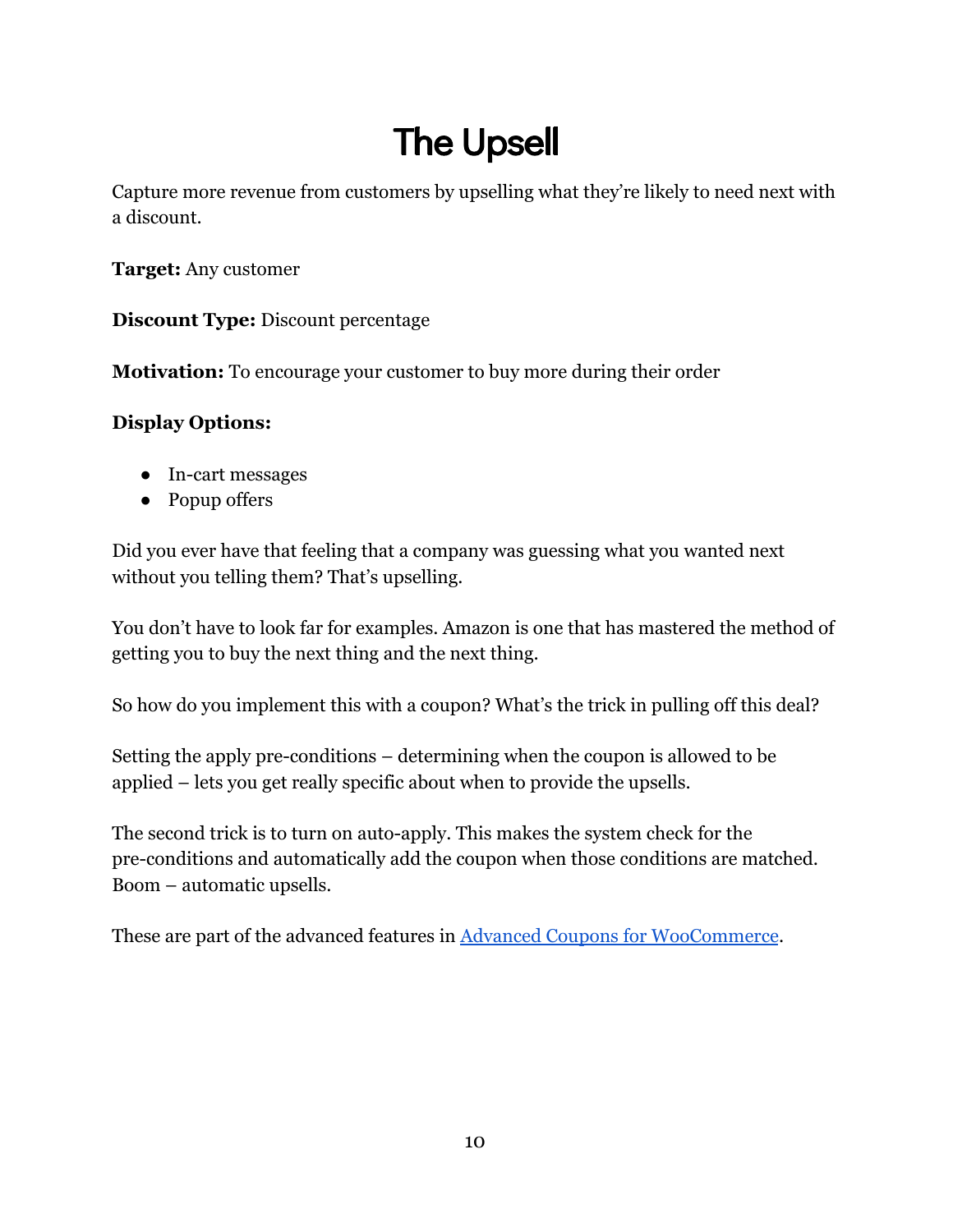# The Upsell

Capture more revenue from customers by upselling what they're likely to need next with a discount.

**Target:** Any customer

**Discount Type:** Discount percentage

**Motivation:** To encourage your customer to buy more during their order

**Display Options:**

- In-cart messages
- Popup offers

Did you ever have that feeling that a company was guessing what you wanted next without you telling them? That's upselling.

You don't have to look far for examples. Amazon is one that has mastered the method of getting you to buy the next thing and the next thing.

So how do you implement this with a coupon? What's the trick in pulling off this deal?

Setting the apply pre-conditions – determining when the coupon is allowed to be applied – lets you get really specific about when to provide the upsells.

The second trick is to turn on auto-apply. This makes the system check for the pre-conditions and automatically add the coupon when those conditions are matched. Boom – automatic upsells.

These are part of the advanced features in Advanced Coupons for WooCommerce.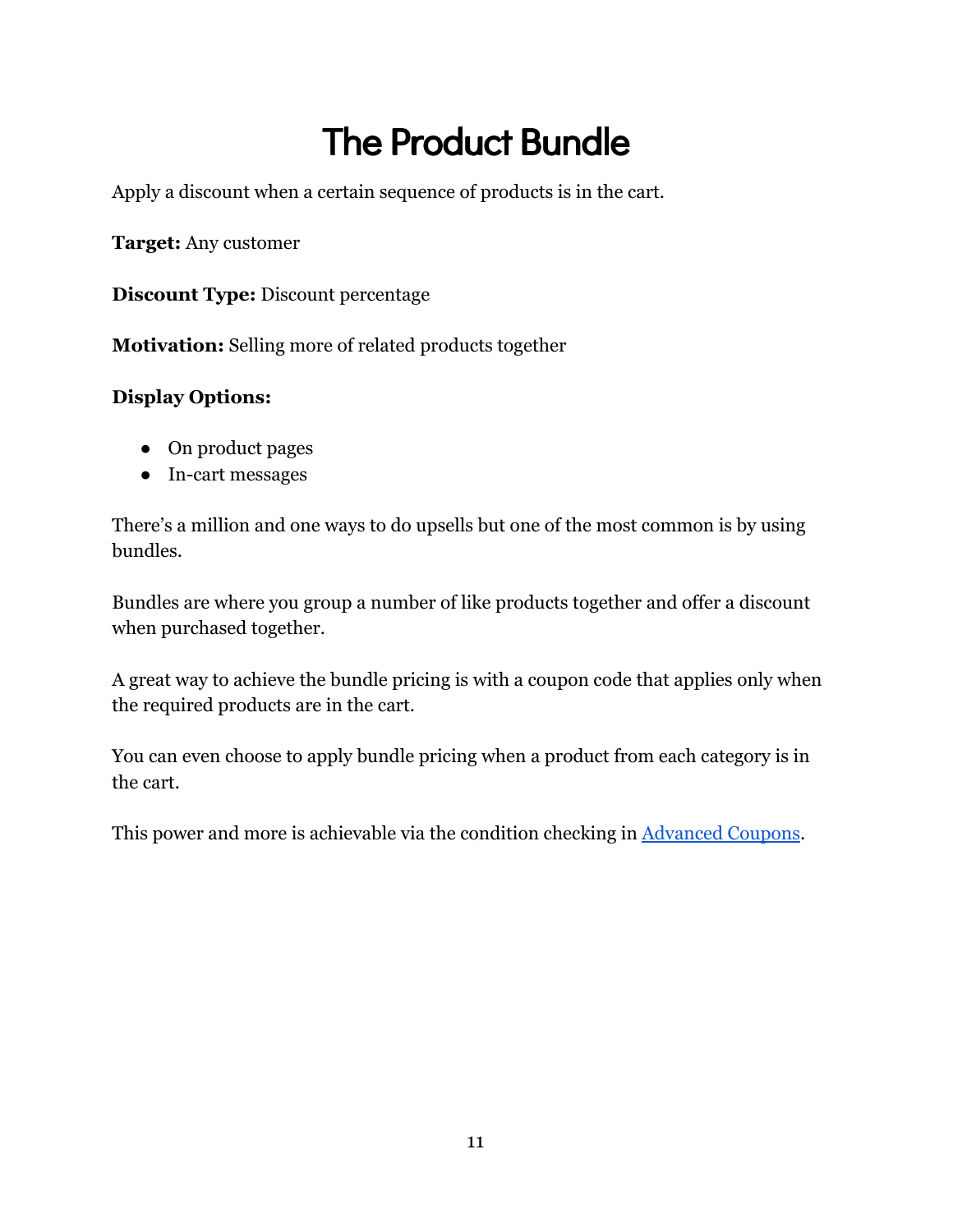# The Product Bundle

Apply a discount when a certain sequence of products is in the cart.

**Target:** Any customer

**Discount Type:** Discount percentage

**Motivation:** Selling more of related products together

**Display Options:**

- On product pages
- In-cart messages

There's a million and one ways to do upsells but one of the most common is by using bundles.

Bundles are where you group a number of like products together and offer a discount when purchased together.

A great way to achieve the bundle pricing is with a coupon code that applies only when the required products are in the cart.

You can even choose to apply bundle pricing when a product from each category is in the cart.

This power and more is achievable via the condition checking in [Advanced Coupons](#).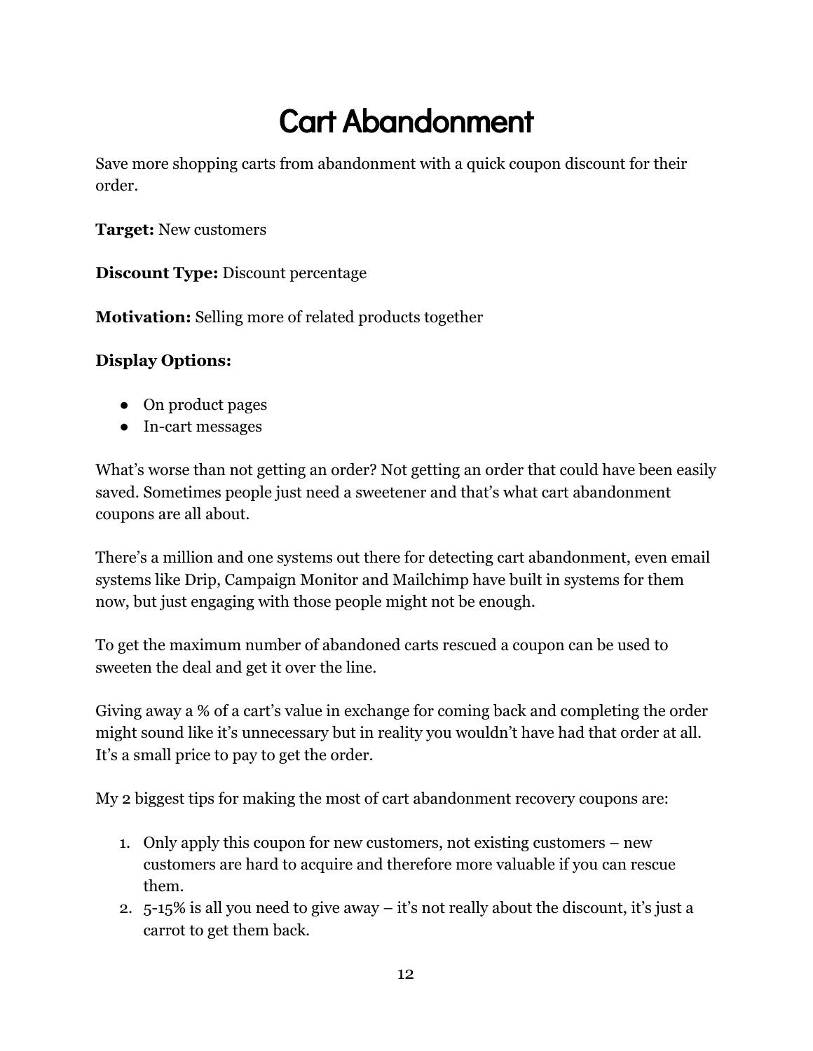# Cart Abandonment

Save more shopping carts from abandonment with a quick coupon discount for their order.

**Target:** New customers

**Discount Type:** Discount percentage

**Motivation:** Selling more of related products together

**Display Options:**

- On product pages
- In-cart messages

What's worse than not getting an order? Not getting an order that could have been easily saved. Sometimes people just need a sweetener and that's what cart abandonment coupons are all about.

There's a million and one systems out there for detecting cart abandonment, even email systems like Drip, Campaign Monitor and Mailchimp have built in systems for them now, but just engaging with those people might not be enough.

To get the maximum number of abandoned carts rescued a coupon can be used to sweeten the deal and get it over the line.

Giving away a % of a cart's value in exchange for coming back and completing the order might sound like it's unnecessary but in reality you wouldn't have had that order at all. It's a small price to pay to get the order.

My 2 biggest tips for making the most of cart abandonment recovery coupons are:

1. Only apply this coupon for new customers, not existing customers – new customers are hard to acquire and therefore more valuable if you can rescue them.
2. 5-15% is all you need to give away – it's not really about the discount, it's just a carrot to get them back.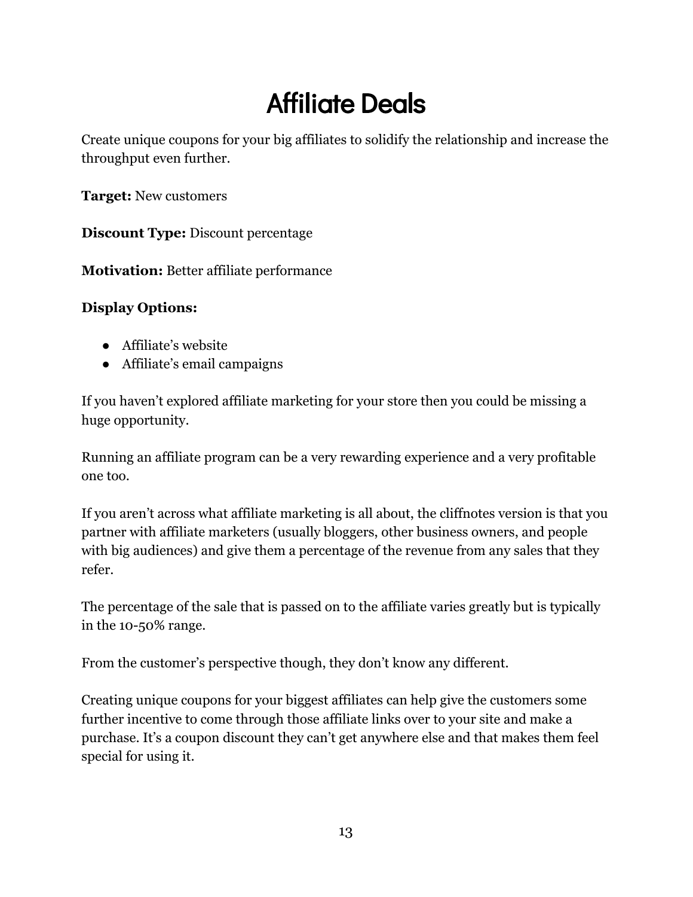# Affiliate Deals

Create unique coupons for your big affiliates to solidify the relationship and increase the throughput even further.

**Target:** New customers

**Discount Type:** Discount percentage

**Motivation:** Better affiliate performance

**Display Options:**

- Affiliate's website
- Affiliate's email campaigns

If you haven't explored affiliate marketing for your store then you could be missing a huge opportunity.

Running an affiliate program can be a very rewarding experience and a very profitable one too.

If you aren't across what affiliate marketing is all about, the cliffnotes version is that you partner with affiliate marketers (usually bloggers, other business owners, and people with big audiences) and give them a percentage of the revenue from any sales that they refer.

The percentage of the sale that is passed on to the affiliate varies greatly but is typically in the 10-50% range.

From the customer's perspective though, they don't know any different.

Creating unique coupons for your biggest affiliates can help give the customers some further incentive to come through those affiliate links over to your site and make a purchase. It's a coupon discount they can't get anywhere else and that makes them feel special for using it.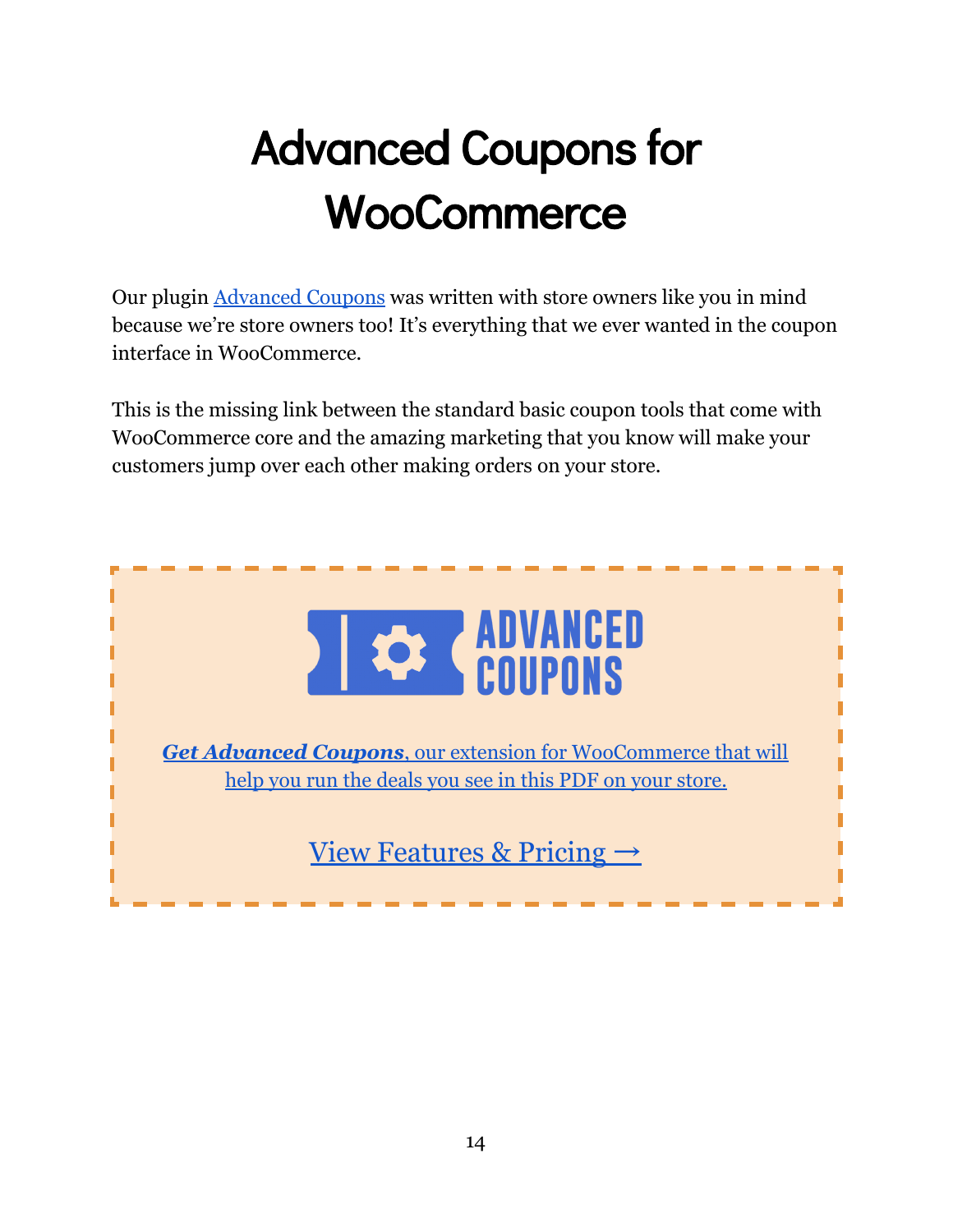# Advanced Coupons for WooCommerce

Our plugin Advanced Coupons was written with store owners like you in mind because we're store owners too! It's everything that we ever wanted in the coupon interface in WooCommerce.

This is the missing link between the standard basic coupon tools that come with WooCommerce core and the amazing marketing that you know will make your customers jump over each other making orders on your store.

ADVANCED COUPONS

***Get Advanced Coupons***, our extension for WooCommerce that will help you run the deals you see in this PDF on your store.

View Features & Pricing →